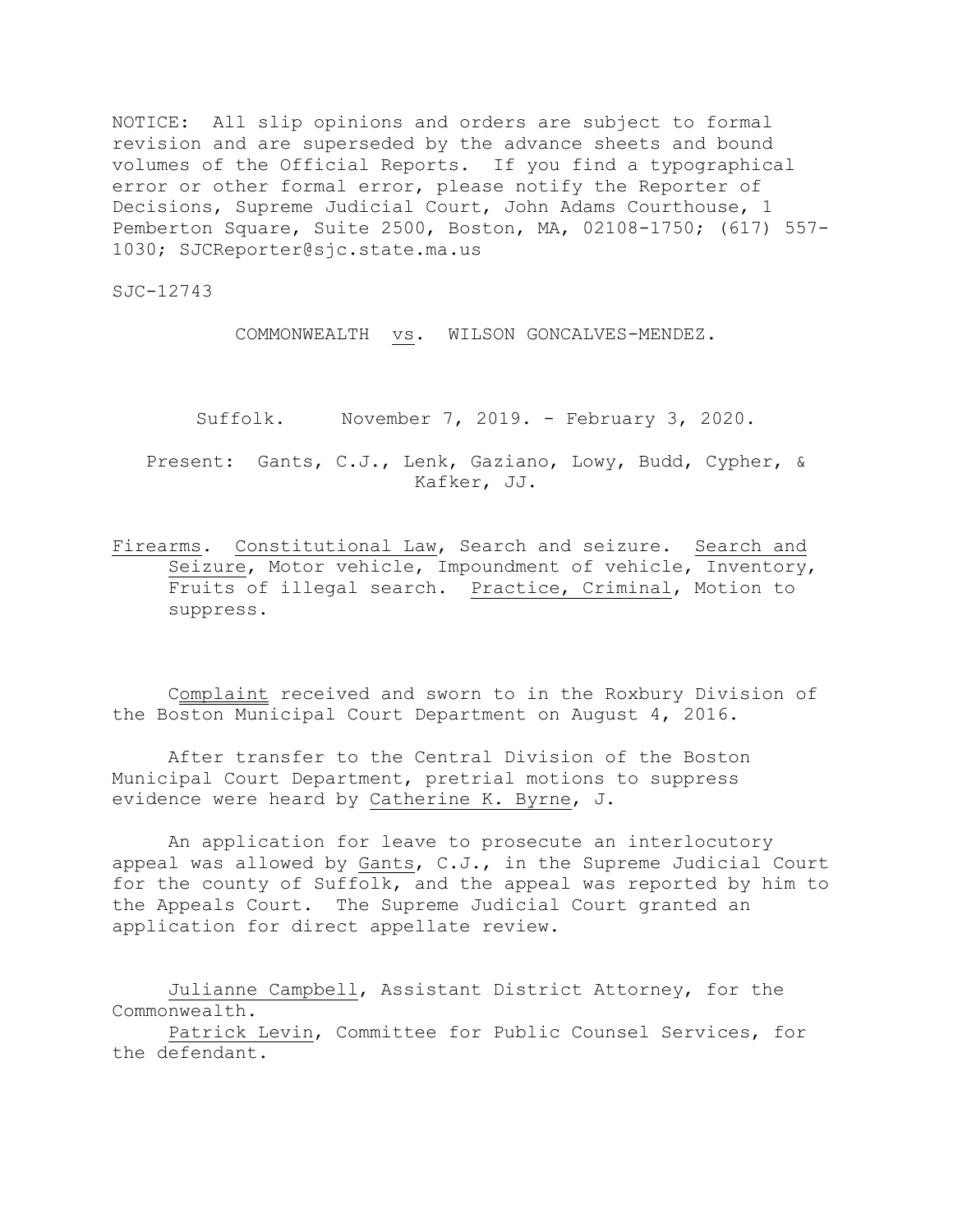NOTICE: All slip opinions and orders are subject to formal revision and are superseded by the advance sheets and bound volumes of the Official Reports. If you find a typographical error or other formal error, please notify the Reporter of Decisions, Supreme Judicial Court, John Adams Courthouse, 1 Pemberton Square, Suite 2500, Boston, MA, 02108-1750; (617) 557-1030; SJCReporter@sjc.state.ma.us

SJC-12743

COMMONWEALTH vs. WILSON GONCALVES-MENDEZ.

Suffolk. November 7, 2019. - February 3, 2020.

Present: Gants, C.J., Lenk, Gaziano, Lowy, Budd, Cypher, & Kafker, JJ.

Firearms. Constitutional Law, Search and seizure. Search and Seizure, Motor vehicle, Impoundment of vehicle, Inventory, Fruits of illegal search. Practice, Criminal, Motion to suppress.

Complaint received and sworn to in the Roxbury Division of the Boston Municipal Court Department on August 4, 2016.

After transfer to the Central Division of the Boston Municipal Court Department, pretrial motions to suppress evidence were heard by Catherine K. Byrne, J.

An application for leave to prosecute an interlocutory appeal was allowed by Gants, C.J., in the Supreme Judicial Court for the county of Suffolk, and the appeal was reported by him to the Appeals Court. The Supreme Judicial Court granted an application for direct appellate review.

Julianne Campbell, Assistant District Attorney, for the Commonwealth.
Patrick Levin, Committee for Public Counsel Services, for the defendant.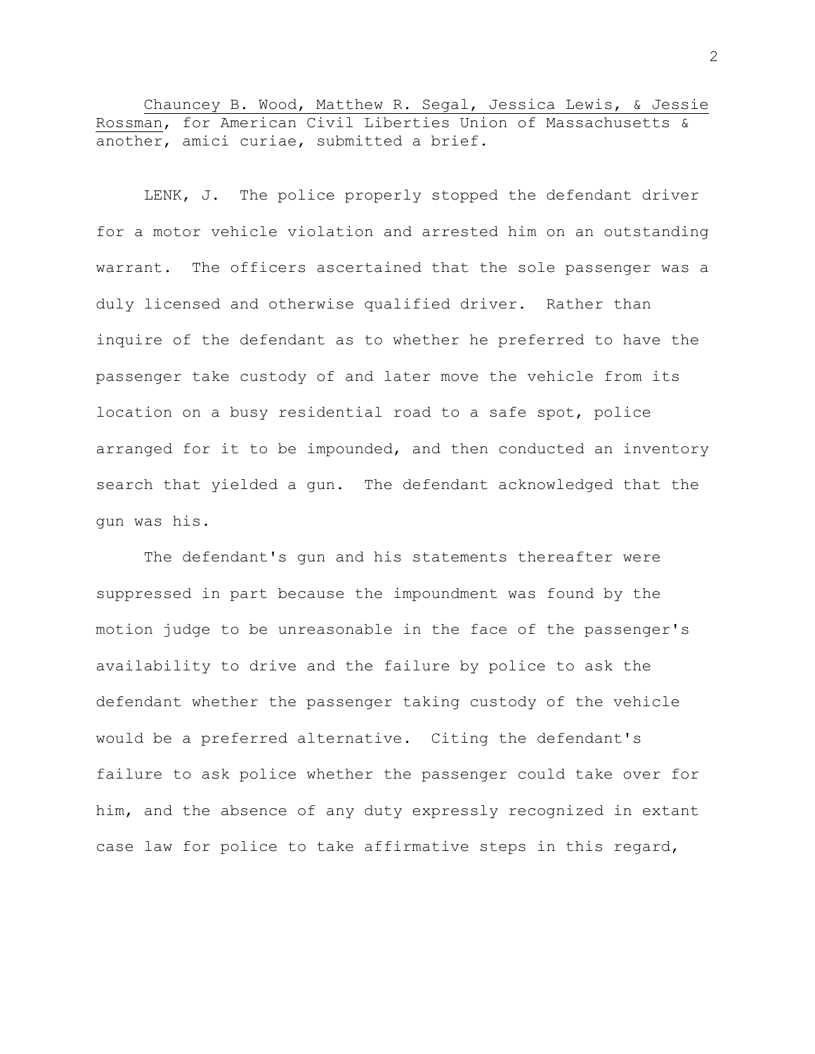Chauncey B. Wood, Matthew R. Segal, Jessica Lewis, & Jessie Rossman, for American Civil Liberties Union of Massachusetts & another, amici curiae, submitted a brief.

LENK, J. The police properly stopped the defendant driver for a motor vehicle violation and arrested him on an outstanding warrant. The officers ascertained that the sole passenger was a duly licensed and otherwise qualified driver. Rather than inquire of the defendant as to whether he preferred to have the passenger take custody of and later move the vehicle from its location on a busy residential road to a safe spot, police arranged for it to be impounded, and then conducted an inventory search that yielded a gun. The defendant acknowledged that the gun was his.

The defendant's gun and his statements thereafter were suppressed in part because the impoundment was found by the motion judge to be unreasonable in the face of the passenger's availability to drive and the failure by police to ask the defendant whether the passenger taking custody of the vehicle would be a preferred alternative. Citing the defendant's failure to ask police whether the passenger could take over for him, and the absence of any duty expressly recognized in extant case law for police to take affirmative steps in this regard,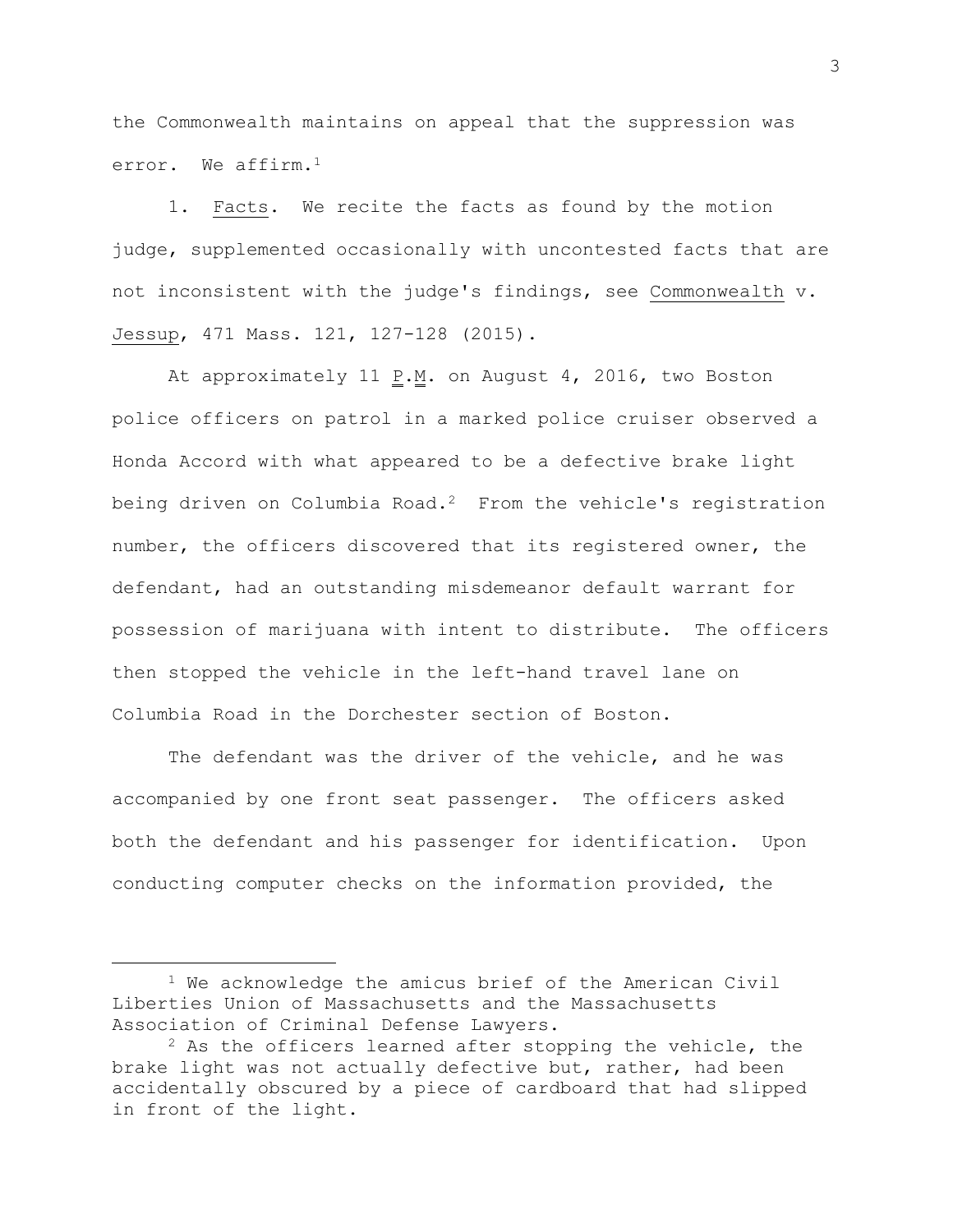the Commonwealth maintains on appeal that the suppression was error. We affirm.[1]

1. Facts. We recite the facts as found by the motion judge, supplemented occasionally with uncontested facts that are not inconsistent with the judge's findings, see Commonwealth v. Jessup, 471 Mass. 121, 127-128 (2015).

At approximately 11 P.M. on August 4, 2016, two Boston police officers on patrol in a marked police cruiser observed a Honda Accord with what appeared to be a defective brake light being driven on Columbia Road.[2] From the vehicle's registration number, the officers discovered that its registered owner, the defendant, had an outstanding misdemeanor default warrant for possession of marijuana with intent to distribute. The officers then stopped the vehicle in the left-hand travel lane on Columbia Road in the Dorchester section of Boston.

The defendant was the driver of the vehicle, and he was accompanied by one front seat passenger. The officers asked both the defendant and his passenger for identification. Upon conducting computer checks on the information provided, the

---

[1] We acknowledge the amicus brief of the American Civil Liberties Union of Massachusetts and the Massachusetts Association of Criminal Defense Lawyers.

[2] As the officers learned after stopping the vehicle, the brake light was not actually defective but, rather, had been accidentally obscured by a piece of cardboard that had slipped in front of the light.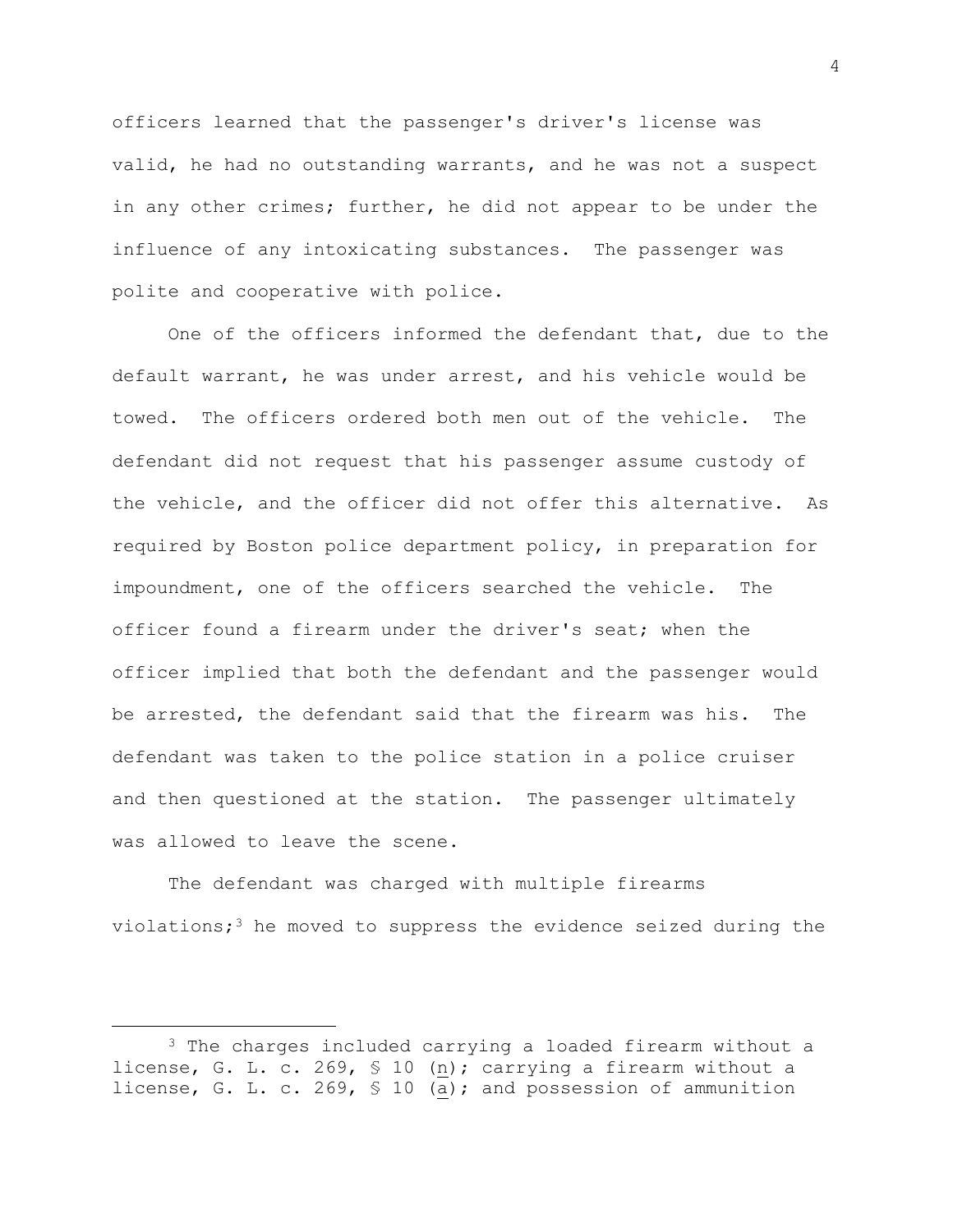officers learned that the passenger's driver's license was valid, he had no outstanding warrants, and he was not a suspect in any other crimes; further, he did not appear to be under the influence of any intoxicating substances. The passenger was polite and cooperative with police.

One of the officers informed the defendant that, due to the default warrant, he was under arrest, and his vehicle would be towed. The officers ordered both men out of the vehicle. The defendant did not request that his passenger assume custody of the vehicle, and the officer did not offer this alternative. As required by Boston police department policy, in preparation for impoundment, one of the officers searched the vehicle. The officer found a firearm under the driver's seat; when the officer implied that both the defendant and the passenger would be arrested, the defendant said that the firearm was his. The defendant was taken to the police station in a police cruiser and then questioned at the station. The passenger ultimately was allowed to leave the scene.

The defendant was charged with multiple firearms violations;[3] he moved to suppress the evidence seized during the

---

[3] The charges included carrying a loaded firearm without a license, G. L. c. 269, § 10 (n); carrying a firearm without a license, G. L. c. 269, § 10 (a); and possession of ammunition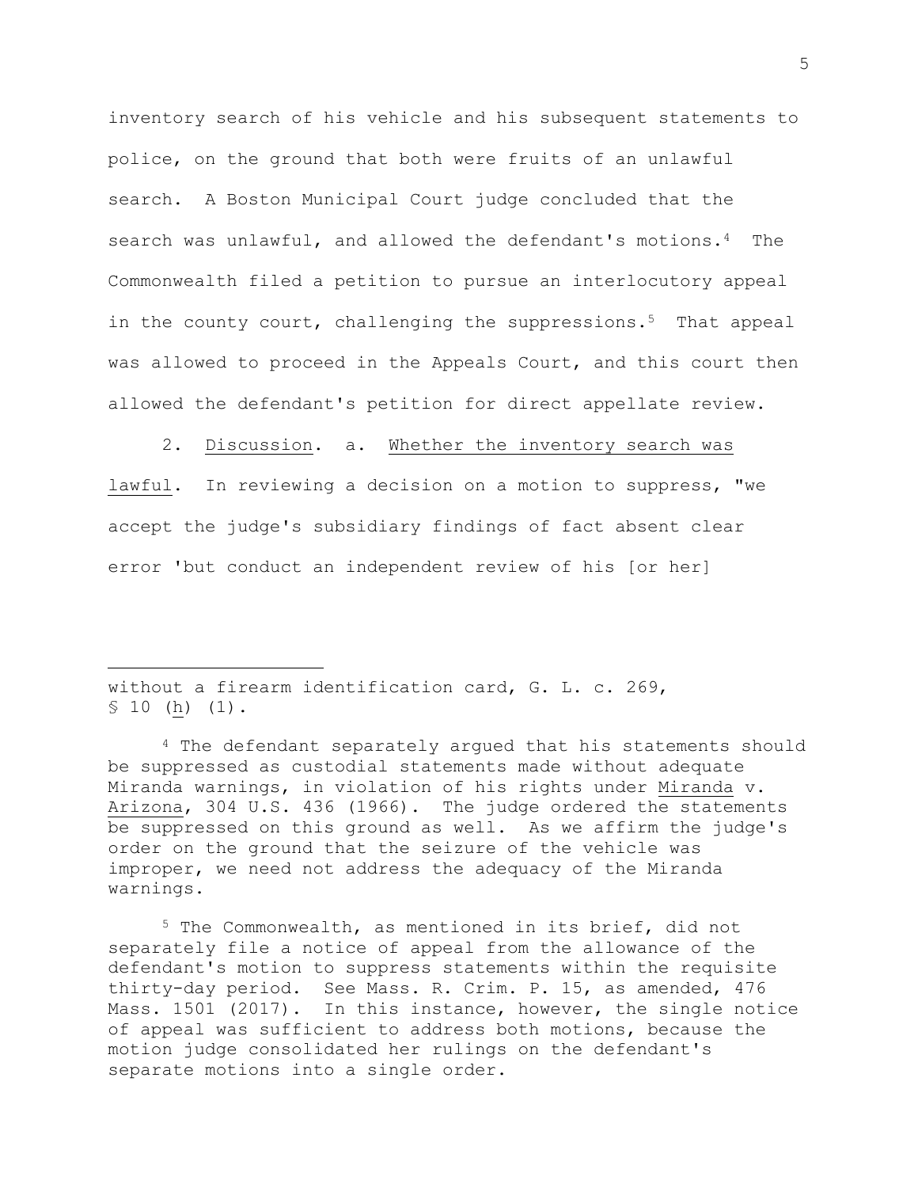inventory search of his vehicle and his subsequent statements to police, on the ground that both were fruits of an unlawful search. A Boston Municipal Court judge concluded that the search was unlawful, and allowed the defendant's motions.[4] The Commonwealth filed a petition to pursue an interlocutory appeal in the county court, challenging the suppressions.[5] That appeal was allowed to proceed in the Appeals Court, and this court then allowed the defendant's petition for direct appellate review.

2. Discussion. a. Whether the inventory search was lawful. In reviewing a decision on a motion to suppress, "we accept the judge's subsidiary findings of fact absent clear error 'but conduct an independent review of his [or her]

---

without a firearm identification card, G. L. c. 269, § 10 (h) (1).

[4] The defendant separately argued that his statements should be suppressed as custodial statements made without adequate Miranda warnings, in violation of his rights under Miranda v. Arizona, 304 U.S. 436 (1966). The judge ordered the statements be suppressed on this ground as well. As we affirm the judge's order on the ground that the seizure of the vehicle was improper, we need not address the adequacy of the Miranda warnings.

[5] The Commonwealth, as mentioned in its brief, did not separately file a notice of appeal from the allowance of the defendant's motion to suppress statements within the requisite thirty-day period. See Mass. R. Crim. P. 15, as amended, 476 Mass. 1501 (2017). In this instance, however, the single notice of appeal was sufficient to address both motions, because the motion judge consolidated her rulings on the defendant's separate motions into a single order.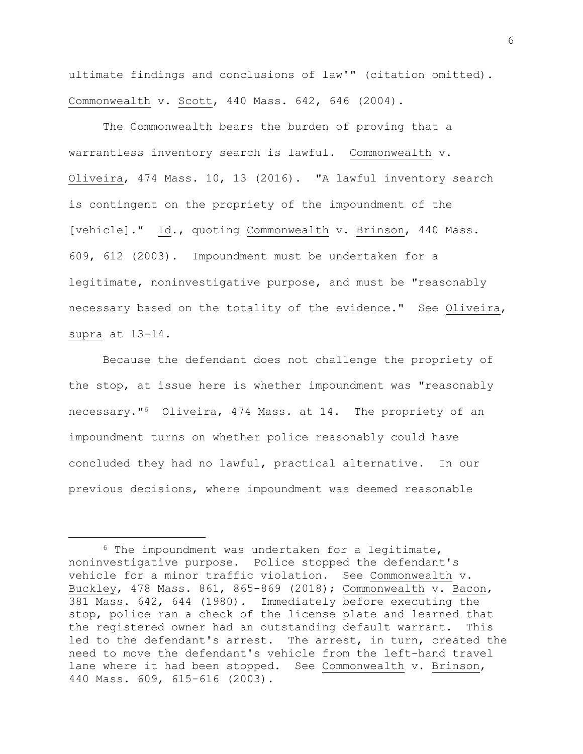ultimate findings and conclusions of law'" (citation omitted). Commonwealth v. Scott, 440 Mass. 642, 646 (2004).

The Commonwealth bears the burden of proving that a warrantless inventory search is lawful. Commonwealth v. Oliveira, 474 Mass. 10, 13 (2016). "A lawful inventory search is contingent on the propriety of the impoundment of the [vehicle]." Id., quoting Commonwealth v. Brinson, 440 Mass. 609, 612 (2003). Impoundment must be undertaken for a legitimate, noninvestigative purpose, and must be "reasonably necessary based on the totality of the evidence." See Oliveira, supra at 13-14.

Because the defendant does not challenge the propriety of the stop, at issue here is whether impoundment was "reasonably necessary."[6] Oliveira, 474 Mass. at 14. The propriety of an impoundment turns on whether police reasonably could have concluded they had no lawful, practical alternative. In our previous decisions, where impoundment was deemed reasonable

---

[6] The impoundment was undertaken for a legitimate, noninvestigative purpose. Police stopped the defendant's vehicle for a minor traffic violation. See Commonwealth v. Buckley, 478 Mass. 861, 865-869 (2018); Commonwealth v. Bacon, 381 Mass. 642, 644 (1980). Immediately before executing the stop, police ran a check of the license plate and learned that the registered owner had an outstanding default warrant. This led to the defendant's arrest. The arrest, in turn, created the need to move the defendant's vehicle from the left-hand travel lane where it had been stopped. See Commonwealth v. Brinson, 440 Mass. 609, 615-616 (2003).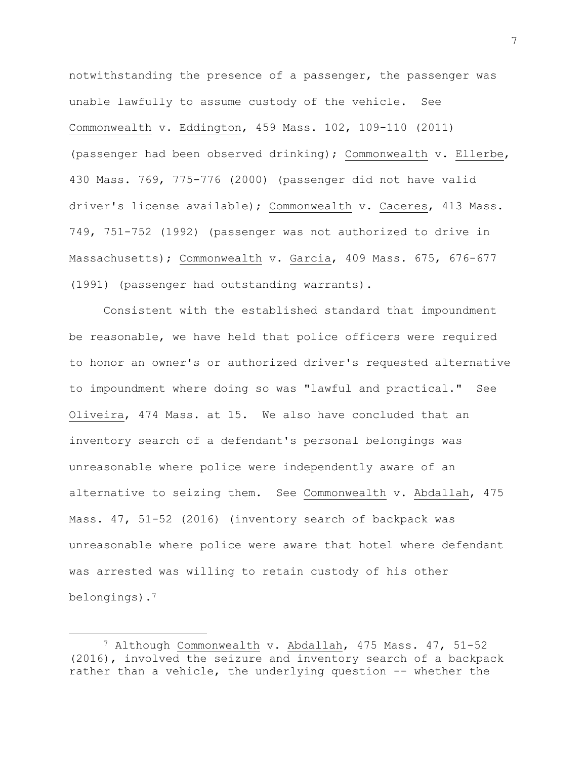notwithstanding the presence of a passenger, the passenger was unable lawfully to assume custody of the vehicle. See Commonwealth v. Eddington, 459 Mass. 102, 109-110 (2011) (passenger had been observed drinking); Commonwealth v. Ellerbe, 430 Mass. 769, 775-776 (2000) (passenger did not have valid driver's license available); Commonwealth v. Caceres, 413 Mass. 749, 751-752 (1992) (passenger was not authorized to drive in Massachusetts); Commonwealth v. Garcia, 409 Mass. 675, 676-677 (1991) (passenger had outstanding warrants).

Consistent with the established standard that impoundment be reasonable, we have held that police officers were required to honor an owner's or authorized driver's requested alternative to impoundment where doing so was "lawful and practical." See Oliveira, 474 Mass. at 15. We also have concluded that an inventory search of a defendant's personal belongings was unreasonable where police were independently aware of an alternative to seizing them. See Commonwealth v. Abdallah, 475 Mass. 47, 51-52 (2016) (inventory search of backpack was unreasonable where police were aware that hotel where defendant was arrested was willing to retain custody of his other belongings).[7]

---

[7] Although Commonwealth v. Abdallah, 475 Mass. 47, 51-52 (2016), involved the seizure and inventory search of a backpack rather than a vehicle, the underlying question -- whether the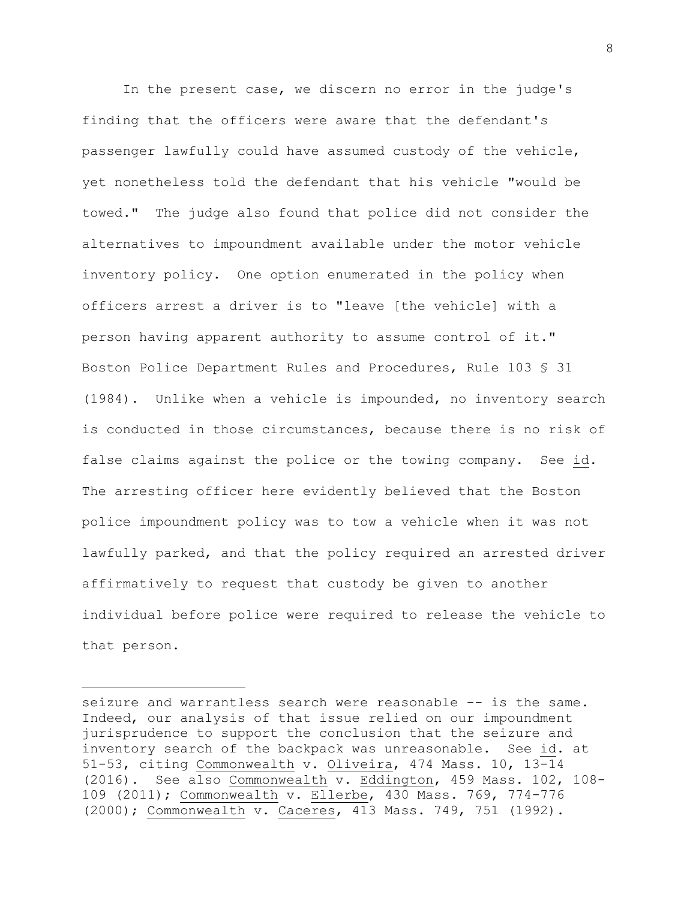In the present case, we discern no error in the judge's finding that the officers were aware that the defendant's passenger lawfully could have assumed custody of the vehicle, yet nonetheless told the defendant that his vehicle "would be towed." The judge also found that police did not consider the alternatives to impoundment available under the motor vehicle inventory policy. One option enumerated in the policy when officers arrest a driver is to "leave [the vehicle] with a person having apparent authority to assume control of it." Boston Police Department Rules and Procedures, Rule 103 § 31 (1984). Unlike when a vehicle is impounded, no inventory search is conducted in those circumstances, because there is no risk of false claims against the police or the towing company. See id. The arresting officer here evidently believed that the Boston police impoundment policy was to tow a vehicle when it was not lawfully parked, and that the policy required an arrested driver affirmatively to request that custody be given to another individual before police were required to release the vehicle to that person.

---

seizure and warrantless search were reasonable -- is the same. Indeed, our analysis of that issue relied on our impoundment jurisprudence to support the conclusion that the seizure and inventory search of the backpack was unreasonable. See id. at 51-53, citing Commonwealth v. Oliveira, 474 Mass. 10, 13-14 (2016). See also Commonwealth v. Eddington, 459 Mass. 102, 108-109 (2011); Commonwealth v. Ellerbe, 430 Mass. 769, 774-776 (2000); Commonwealth v. Caceres, 413 Mass. 749, 751 (1992).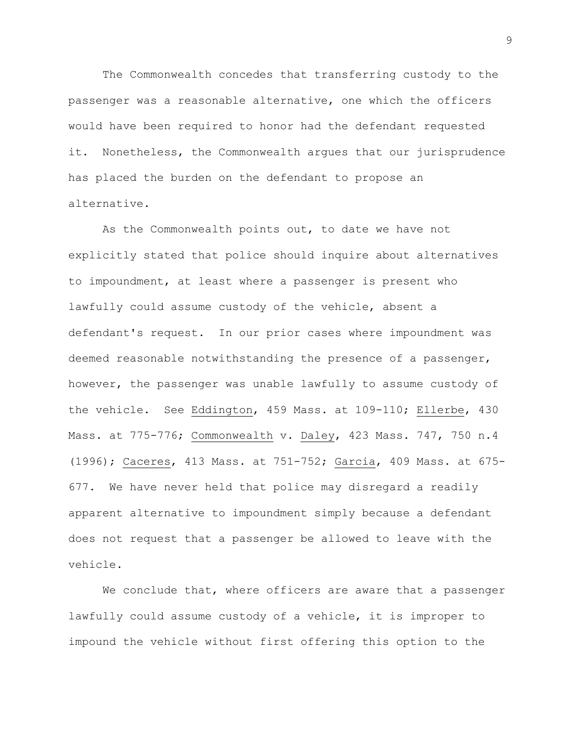The Commonwealth concedes that transferring custody to the passenger was a reasonable alternative, one which the officers would have been required to honor had the defendant requested it. Nonetheless, the Commonwealth argues that our jurisprudence has placed the burden on the defendant to propose an alternative.

As the Commonwealth points out, to date we have not explicitly stated that police should inquire about alternatives to impoundment, at least where a passenger is present who lawfully could assume custody of the vehicle, absent a defendant's request. In our prior cases where impoundment was deemed reasonable notwithstanding the presence of a passenger, however, the passenger was unable lawfully to assume custody of the vehicle. See Eddington, 459 Mass. at 109-110; Ellerbe, 430 Mass. at 775-776; Commonwealth v. Daley, 423 Mass. 747, 750 n.4 (1996); Caceres, 413 Mass. at 751-752; Garcia, 409 Mass. at 675-677. We have never held that police may disregard a readily apparent alternative to impoundment simply because a defendant does not request that a passenger be allowed to leave with the vehicle.

We conclude that, where officers are aware that a passenger lawfully could assume custody of a vehicle, it is improper to impound the vehicle without first offering this option to the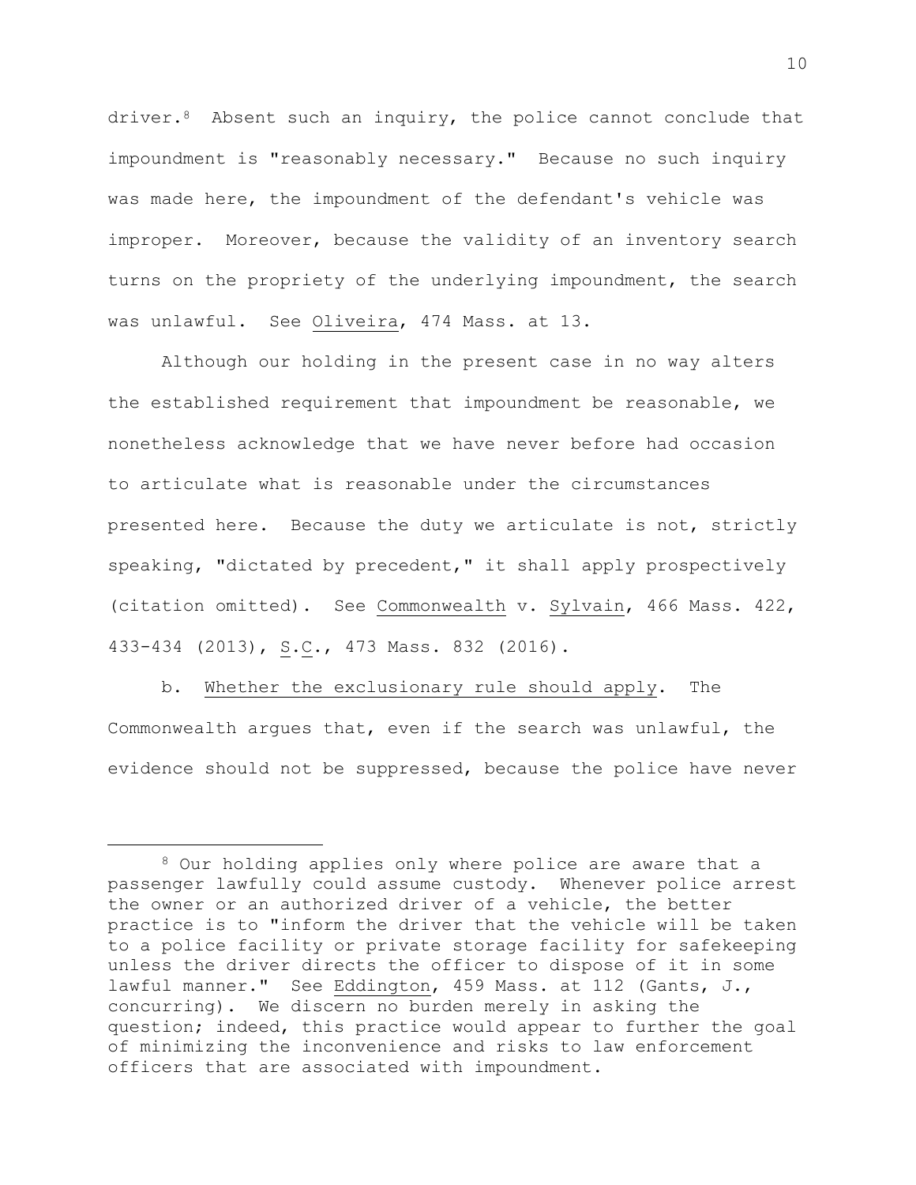driver.[8] Absent such an inquiry, the police cannot conclude that impoundment is "reasonably necessary." Because no such inquiry was made here, the impoundment of the defendant's vehicle was improper. Moreover, because the validity of an inventory search turns on the propriety of the underlying impoundment, the search was unlawful. See Oliveira, 474 Mass. at 13.

Although our holding in the present case in no way alters the established requirement that impoundment be reasonable, we nonetheless acknowledge that we have never before had occasion to articulate what is reasonable under the circumstances presented here. Because the duty we articulate is not, strictly speaking, "dictated by precedent," it shall apply prospectively (citation omitted). See Commonwealth v. Sylvain, 466 Mass. 422, 433-434 (2013), S.C., 473 Mass. 832 (2016).

b. Whether the exclusionary rule should apply. The Commonwealth argues that, even if the search was unlawful, the evidence should not be suppressed, because the police have never

---

[8] Our holding applies only where police are aware that a passenger lawfully could assume custody. Whenever police arrest the owner or an authorized driver of a vehicle, the better practice is to "inform the driver that the vehicle will be taken to a police facility or private storage facility for safekeeping unless the driver directs the officer to dispose of it in some lawful manner." See Eddington, 459 Mass. at 112 (Gants, J., concurring). We discern no burden merely in asking the question; indeed, this practice would appear to further the goal of minimizing the inconvenience and risks to law enforcement officers that are associated with impoundment.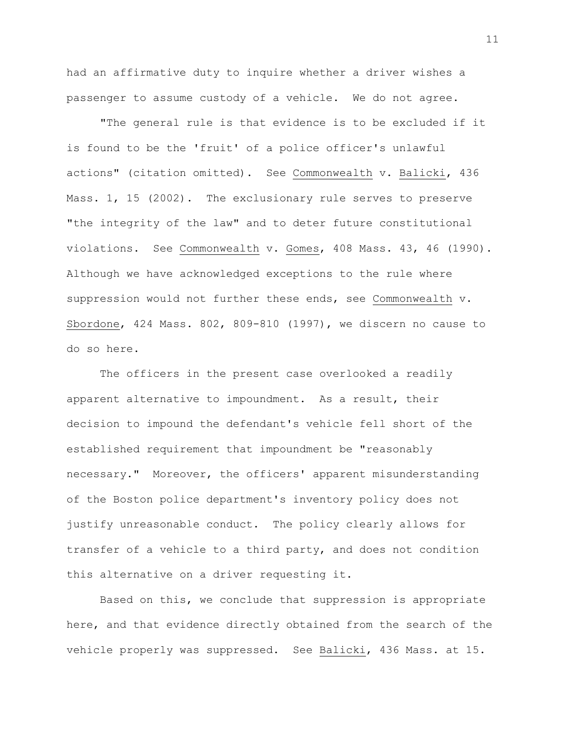had an affirmative duty to inquire whether a driver wishes a passenger to assume custody of a vehicle. We do not agree.

"The general rule is that evidence is to be excluded if it is found to be the 'fruit' of a police officer's unlawful actions" (citation omitted). See Commonwealth v. Balicki, 436 Mass. 1, 15 (2002). The exclusionary rule serves to preserve "the integrity of the law" and to deter future constitutional violations. See Commonwealth v. Gomes, 408 Mass. 43, 46 (1990). Although we have acknowledged exceptions to the rule where suppression would not further these ends, see Commonwealth v. Sbordone, 424 Mass. 802, 809-810 (1997), we discern no cause to do so here.

The officers in the present case overlooked a readily apparent alternative to impoundment. As a result, their decision to impound the defendant's vehicle fell short of the established requirement that impoundment be "reasonably necessary." Moreover, the officers' apparent misunderstanding of the Boston police department's inventory policy does not justify unreasonable conduct. The policy clearly allows for transfer of a vehicle to a third party, and does not condition this alternative on a driver requesting it.

Based on this, we conclude that suppression is appropriate here, and that evidence directly obtained from the search of the vehicle properly was suppressed. See Balicki, 436 Mass. at 15.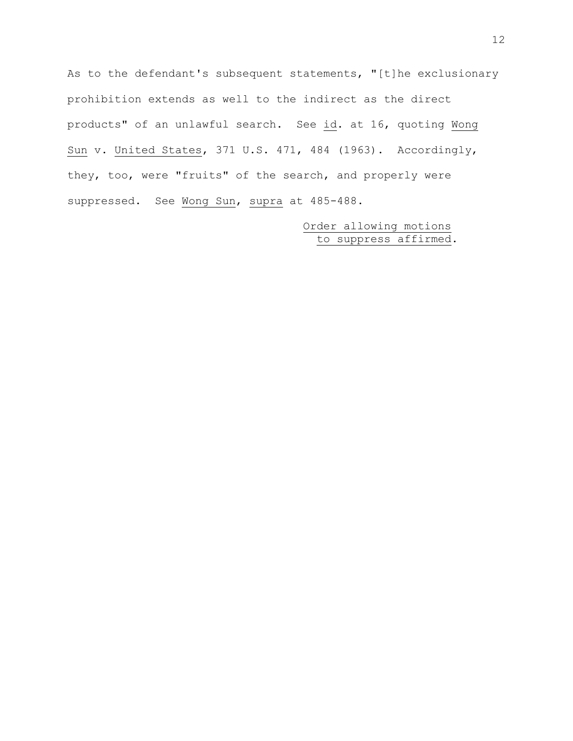As to the defendant's subsequent statements, "[t]he exclusionary prohibition extends as well to the indirect as the direct products" of an unlawful search. See *id*. at 16, quoting *Wong Sun* v. *United States*, 371 U.S. 471, 484 (1963). Accordingly, they, too, were "fruits" of the search, and properly were suppressed. See *Wong Sun*, *supra* at 485-488.

*Order allowing motions to suppress affirmed*.